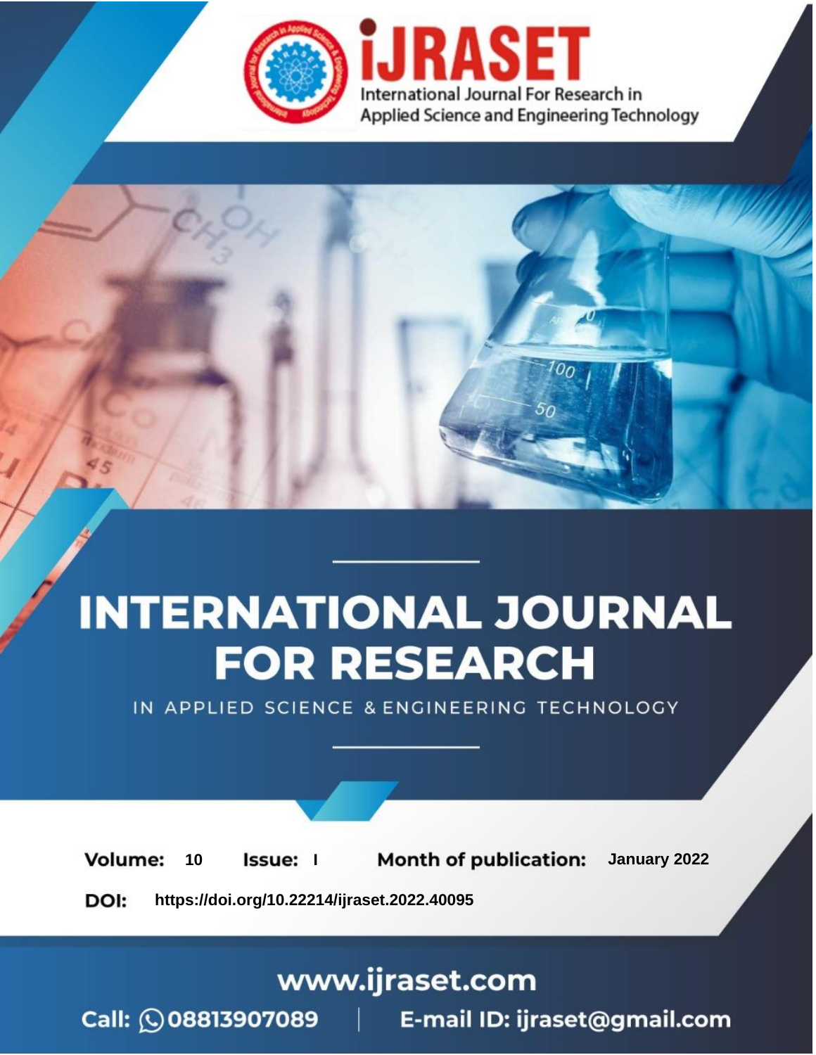iJRASET

International Journal For Research in Applied Science and Engineering Technology

# INTERNATIONAL JOURNAL FOR RESEARCH

IN APPLIED SCIENCE & ENGINEERING TECHNOLOGY

**Volume:** 10 **Issue:** I **Month of publication:** January 2022

**DOI:** https://doi.org/10.22214/ijraset.2022.40095

www.ijraset.com

Call: 08813907089 | E-mail ID: ijraset@gmail.com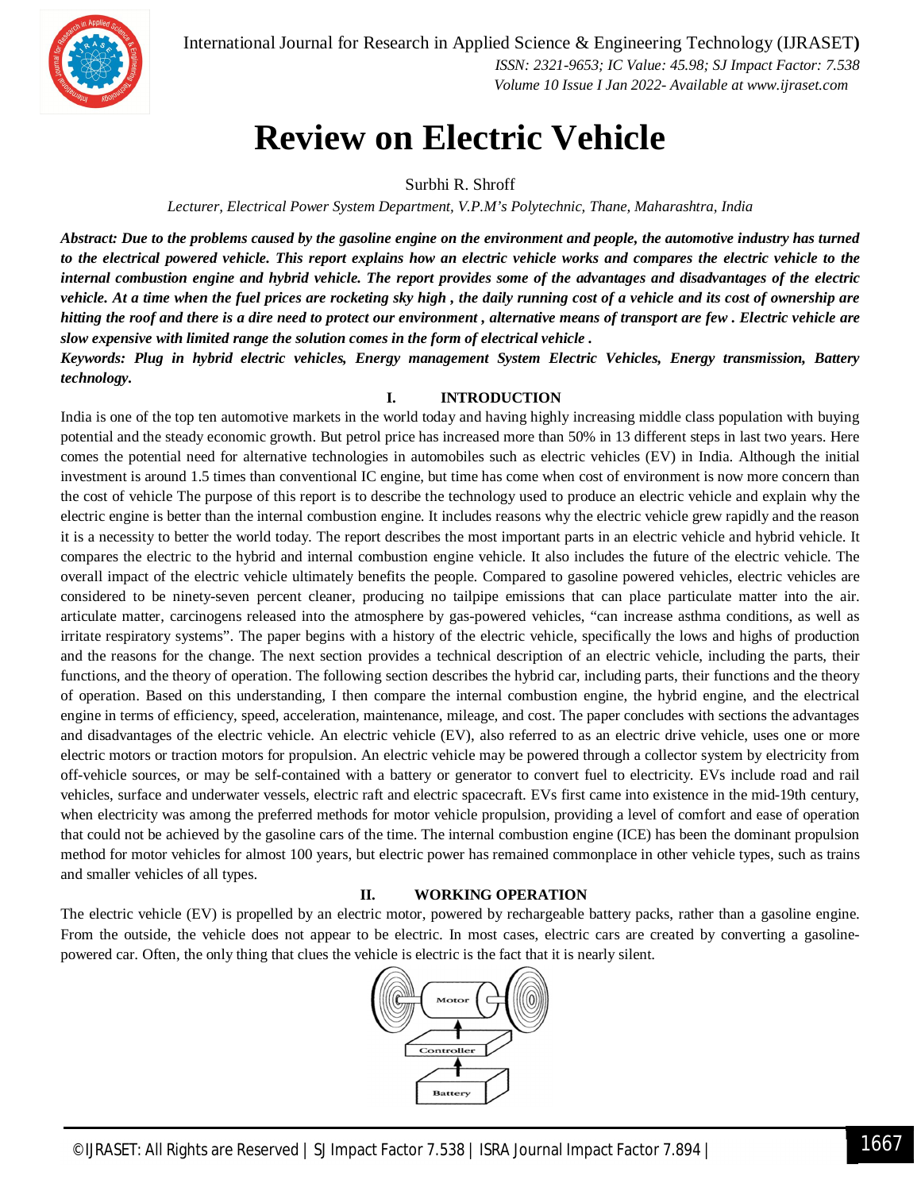# Review on Electric Vehicle

Surbhi R. Shroff

*Lecturer, Electrical Power System Department, V.P.M's Polytechnic, Thane, Maharashtra, India*

***Abstract:** Due to the problems caused by the gasoline engine on the environment and people, the automotive industry has turned to the electrical powered vehicle. This report explains how an electric vehicle works and compares the electric vehicle to the internal combustion engine and hybrid vehicle. The report provides some of the advantages and disadvantages of the electric vehicle. At a time when the fuel prices are rocketing sky high , the daily running cost of a vehicle and its cost of ownership are hitting the roof and there is a dire need to protect our environment , alternative means of transport are few . Electric vehicle are slow expensive with limited range the solution comes in the form of electrical vehicle .*

***Keywords:** Plug in hybrid electric vehicles, Energy management System Electric Vehicles, Energy transmission, Battery technology.*

## I. INTRODUCTION

India is one of the top ten automotive markets in the world today and having highly increasing middle class population with buying potential and the steady economic growth. But petrol price has increased more than 50% in 13 different steps in last two years. Here comes the potential need for alternative technologies in automobiles such as electric vehicles (EV) in India. Although the initial investment is around 1.5 times than conventional IC engine, but time has come when cost of environment is now more concern than the cost of vehicle The purpose of this report is to describe the technology used to produce an electric vehicle and explain why the electric engine is better than the internal combustion engine. It includes reasons why the electric vehicle grew rapidly and the reason it is a necessity to better the world today. The report describes the most important parts in an electric vehicle and hybrid vehicle. It compares the electric to the hybrid and internal combustion engine vehicle. It also includes the future of the electric vehicle. The overall impact of the electric vehicle ultimately benefits the people. Compared to gasoline powered vehicles, electric vehicles are considered to be ninety-seven percent cleaner, producing no tailpipe emissions that can place particulate matter into the air. articulate matter, carcinogens released into the atmosphere by gas-powered vehicles, "can increase asthma conditions, as well as irritate respiratory systems". The paper begins with a history of the electric vehicle, specifically the lows and highs of production and the reasons for the change. The next section provides a technical description of an electric vehicle, including the parts, their functions, and the theory of operation. The following section describes the hybrid car, including parts, their functions and the theory of operation. Based on this understanding, I then compare the internal combustion engine, the hybrid engine, and the electrical engine in terms of efficiency, speed, acceleration, maintenance, mileage, and cost. The paper concludes with sections the advantages and disadvantages of the electric vehicle. An electric vehicle (EV), also referred to as an electric drive vehicle, uses one or more electric motors or traction motors for propulsion. An electric vehicle may be powered through a collector system by electricity from off-vehicle sources, or may be self-contained with a battery or generator to convert fuel to electricity. EVs include road and rail vehicles, surface and underwater vessels, electric raft and electric spacecraft. EVs first came into existence in the mid-19th century, when electricity was among the preferred methods for motor vehicle propulsion, providing a level of comfort and ease of operation that could not be achieved by the gasoline cars of the time. The internal combustion engine (ICE) has been the dominant propulsion method for motor vehicles for almost 100 years, but electric power has remained commonplace in other vehicle types, such as trains and smaller vehicles of all types.

## II. WORKING OPERATION

The electric vehicle (EV) is propelled by an electric motor, powered by rechargeable battery packs, rather than a gasoline engine. From the outside, the vehicle does not appear to be electric. In most cases, electric cars are created by converting a gasoline-powered car. Often, the only thing that clues the vehicle is electric is the fact that it is nearly silent.

Motor

Controller

Battery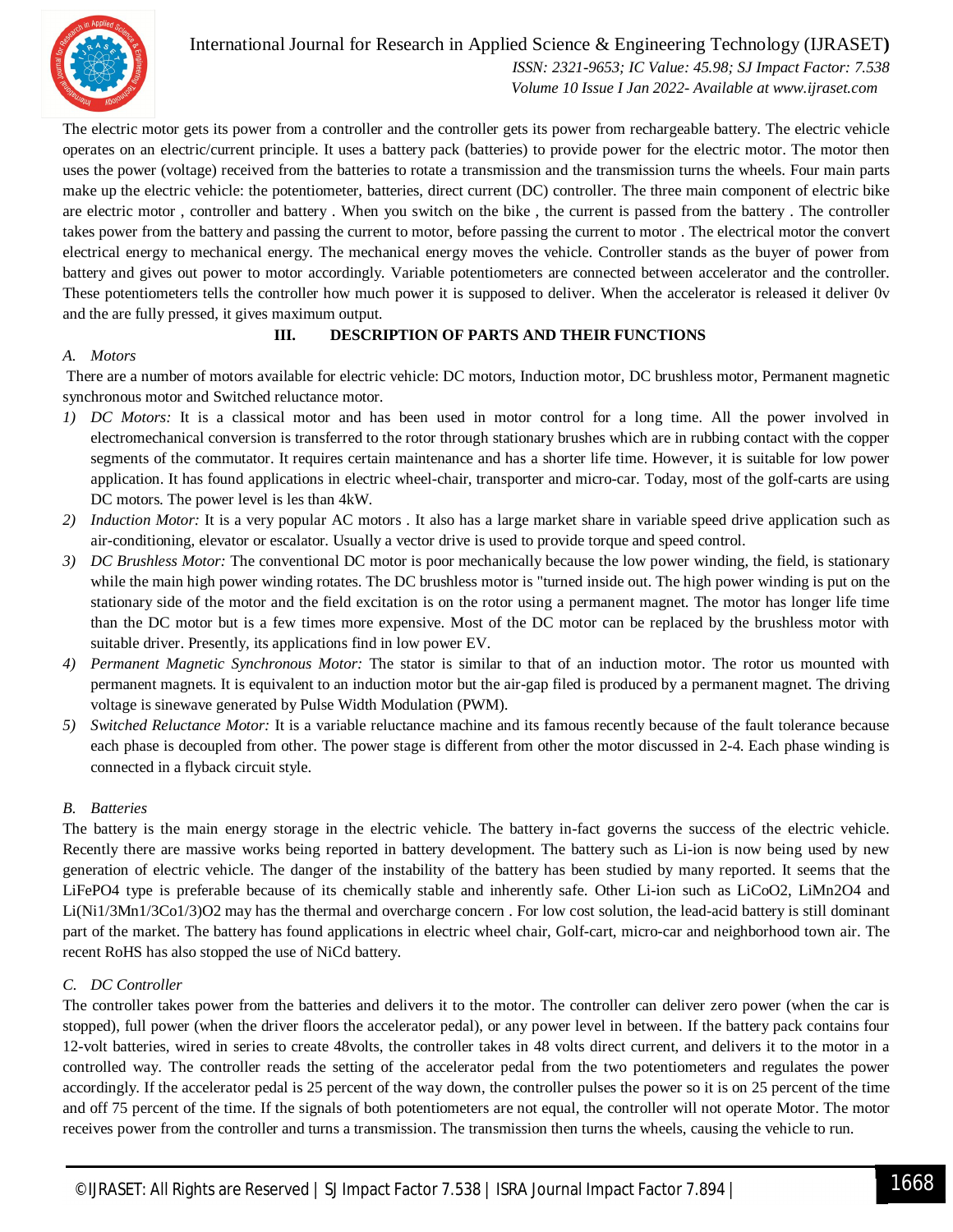The electric motor gets its power from a controller and the controller gets its power from rechargeable battery. The electric vehicle operates on an electric/current principle. It uses a battery pack (batteries) to provide power for the electric motor. The motor then uses the power (voltage) received from the batteries to rotate a transmission and the transmission turns the wheels. Four main parts make up the electric vehicle: the potentiometer, batteries, direct current (DC) controller. The three main component of electric bike are electric motor , controller and battery . When you switch on the bike , the current is passed from the battery . The controller takes power from the battery and passing the current to motor, before passing the current to motor . The electrical motor the convert electrical energy to mechanical energy. The mechanical energy moves the vehicle. Controller stands as the buyer of power from battery and gives out power to motor accordingly. Variable potentiometers are connected between accelerator and the controller. These potentiometers tells the controller how much power it is supposed to deliver. When the accelerator is released it deliver 0v and the are fully pressed, it gives maximum output.

## III. DESCRIPTION OF PARTS AND THEIR FUNCTIONS

### *A. Motors*

There are a number of motors available for electric vehicle: DC motors, Induction motor, DC brushless motor, Permanent magnetic synchronous motor and Switched reluctance motor.

1) *DC Motors:* It is a classical motor and has been used in motor control for a long time. All the power involved in electromechanical conversion is transferred to the rotor through stationary brushes which are in rubbing contact with the copper segments of the commutator. It requires certain maintenance and has a shorter life time. However, it is suitable for low power application. It has found applications in electric wheel-chair, transporter and micro-car. Today, most of the golf-carts are using DC motors. The power level is les than 4kW.
2) *Induction Motor:* It is a very popular AC motors . It also has a large market share in variable speed drive application such as air-conditioning, elevator or escalator. Usually a vector drive is used to provide torque and speed control.
3) *DC Brushless Motor:* The conventional DC motor is poor mechanically because the low power winding, the field, is stationary while the main high power winding rotates. The DC brushless motor is "turned inside out. The high power winding is put on the stationary side of the motor and the field excitation is on the rotor using a permanent magnet. The motor has longer life time than the DC motor but is a few times more expensive. Most of the DC motor can be replaced by the brushless motor with suitable driver. Presently, its applications find in low power EV.
4) *Permanent Magnetic Synchronous Motor:* The stator is similar to that of an induction motor. The rotor us mounted with permanent magnets. It is equivalent to an induction motor but the air-gap filed is produced by a permanent magnet. The driving voltage is sinewave generated by Pulse Width Modulation (PWM).
5) *Switched Reluctance Motor:* It is a variable reluctance machine and its famous recently because of the fault tolerance because each phase is decoupled from other. The power stage is different from other the motor discussed in 2-4. Each phase winding is connected in a flyback circuit style.

### *B. Batteries*

The battery is the main energy storage in the electric vehicle. The battery in-fact governs the success of the electric vehicle. Recently there are massive works being reported in battery development. The battery such as Li-ion is now being used by new generation of electric vehicle. The danger of the instability of the battery has been studied by many reported. It seems that the $LiFePO_4$ type is preferable because of its chemically stable and inherently safe. Other Li-ion such as $LiCoO_2$, $LiMn_2O_4$ and $Li(Ni_{1/3}Mn_{1/3}Co_{1/3})O_2$ may has the thermal and overcharge concern . For low cost solution, the lead-acid battery is still dominant part of the market. The battery has found applications in electric wheel chair, Golf-cart, micro-car and neighborhood town air. The recent RoHS has also stopped the use of NiCd battery.

### *C. DC Controller*

The controller takes power from the batteries and delivers it to the motor. The controller can deliver zero power (when the car is stopped), full power (when the driver floors the accelerator pedal), or any power level in between. If the battery pack contains four 12-volt batteries, wired in series to create 48volts, the controller takes in 48 volts direct current, and delivers it to the motor in a controlled way. The controller reads the setting of the accelerator pedal from the two potentiometers and regulates the power accordingly. If the accelerator pedal is 25 percent of the way down, the controller pulses the power so it is on 25 percent of the time and off 75 percent of the time. If the signals of both potentiometers are not equal, the controller will not operate Motor. The motor receives power from the controller and turns a transmission. The transmission then turns the wheels, causing the vehicle to run.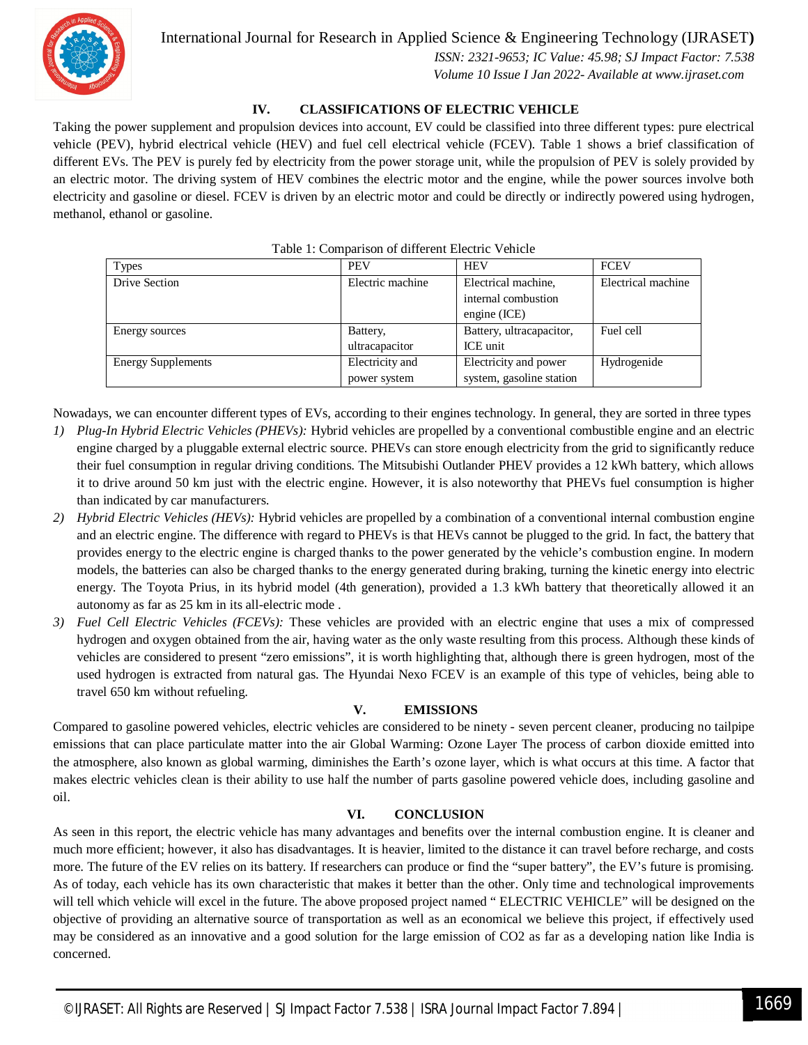## IV. CLASSIFICATIONS OF ELECTRIC VEHICLE

Taking the power supplement and propulsion devices into account, EV could be classified into three different types: pure electrical vehicle (PEV), hybrid electrical vehicle (HEV) and fuel cell electrical vehicle (FCEV). Table 1 shows a brief classification of different EVs. The PEV is purely fed by electricity from the power storage unit, while the propulsion of PEV is solely provided by an electric motor. The driving system of HEV combines the electric motor and the engine, while the power sources involve both electricity and gasoline or diesel. FCEV is driven by an electric motor and could be directly or indirectly powered using hydrogen, methanol, ethanol or gasoline.

Table 1: Comparison of different Electric Vehicle

| Types | PEV | HEV | FCEV |
|---|---|---|---|
| Drive Section | Electric machine | Electrical machine, internal combustion engine (ICE) | Electrical machine |
| Energy sources | Battery, ultracapacitor | Battery, ultracapacitor, ICE unit | Fuel cell |
| Energy Supplements | Electricity and power system | Electricity and power system, gasoline station | Hydrogenide |

Nowadays, we can encounter different types of EVs, according to their engines technology. In general, they are sorted in three types

1) *Plug-In Hybrid Electric Vehicles (PHEVs):* Hybrid vehicles are propelled by a conventional combustible engine and an electric engine charged by a pluggable external electric source. PHEVs can store enough electricity from the grid to significantly reduce their fuel consumption in regular driving conditions. The Mitsubishi Outlander PHEV provides a 12 kWh battery, which allows it to drive around 50 km just with the electric engine. However, it is also noteworthy that PHEVs fuel consumption is higher than indicated by car manufacturers.
2) *Hybrid Electric Vehicles (HEVs):* Hybrid vehicles are propelled by a combination of a conventional internal combustion engine and an electric engine. The difference with regard to PHEVs is that HEVs cannot be plugged to the grid. In fact, the battery that provides energy to the electric engine is charged thanks to the power generated by the vehicle's combustion engine. In modern models, the batteries can also be charged thanks to the energy generated during braking, turning the kinetic energy into electric energy. The Toyota Prius, in its hybrid model (4th generation), provided a 1.3 kWh battery that theoretically allowed it an autonomy as far as 25 km in its all-electric mode .
3) *Fuel Cell Electric Vehicles (FCEVs):* These vehicles are provided with an electric engine that uses a mix of compressed hydrogen and oxygen obtained from the air, having water as the only waste resulting from this process. Although these kinds of vehicles are considered to present "zero emissions", it is worth highlighting that, although there is green hydrogen, most of the used hydrogen is extracted from natural gas. The Hyundai Nexo FCEV is an example of this type of vehicles, being able to travel 650 km without refueling.

## V. EMISSIONS

Compared to gasoline powered vehicles, electric vehicles are considered to be ninety - seven percent cleaner, producing no tailpipe emissions that can place particulate matter into the air Global Warming: Ozone Layer The process of carbon dioxide emitted into the atmosphere, also known as global warming, diminishes the Earth's ozone layer, which is what occurs at this time. A factor that makes electric vehicles clean is their ability to use half the number of parts gasoline powered vehicle does, including gasoline and oil.

## VI. CONCLUSION

As seen in this report, the electric vehicle has many advantages and benefits over the internal combustion engine. It is cleaner and much more efficient; however, it also has disadvantages. It is heavier, limited to the distance it can travel before recharge, and costs more. The future of the EV relies on its battery. If researchers can produce or find the "super battery", the EV's future is promising. As of today, each vehicle has its own characteristic that makes it better than the other. Only time and technological improvements will tell which vehicle will excel in the future. The above proposed project named " ELECTRIC VEHICLE" will be designed on the objective of providing an alternative source of transportation as well as an economical we believe this project, if effectively used may be considered as an innovative and a good solution for the large emission of $CO_2$ as far as a developing nation like India is concerned.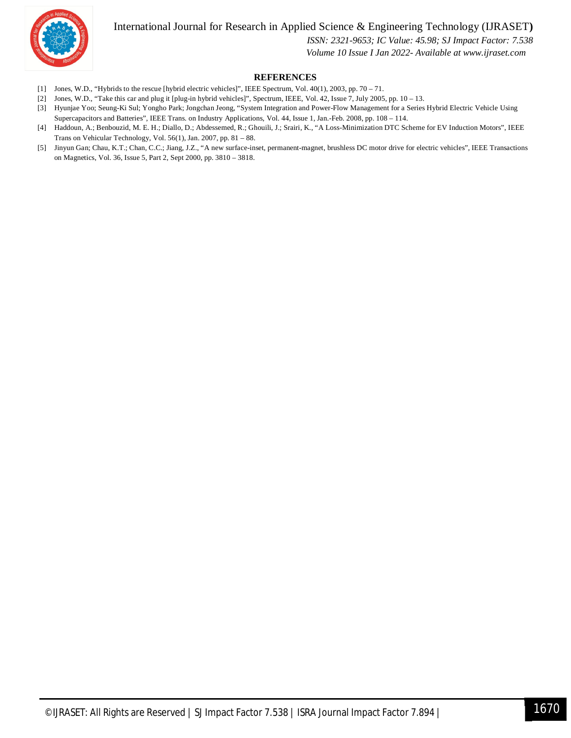## REFERENCES

[1] Jones, W.D., "Hybrids to the rescue [hybrid electric vehicles]", IEEE Spectrum, Vol. 40(1), 2003, pp. 70 – 71.

[2] Jones, W.D., "Take this car and plug it [plug-in hybrid vehicles]", Spectrum, IEEE, Vol. 42, Issue 7, July 2005, pp. 10 – 13.

[3] Hyunjae Yoo; Seung-Ki Sul; Yongho Park; Jongchan Jeong, "System Integration and Power-Flow Management for a Series Hybrid Electric Vehicle Using Supercapacitors and Batteries", IEEE Trans. on Industry Applications, Vol. 44, Issue 1, Jan.-Feb. 2008, pp. 108 – 114.

[4] Haddoun, A.; Benbouzid, M. E. H.; Diallo, D.; Abdessemed, R.; Ghouili, J.; Srairi, K., "A Loss-Minimization DTC Scheme for EV Induction Motors", IEEE Trans on Vehicular Technology, Vol. 56(1), Jan. 2007, pp. 81 – 88.

[5] Jinyun Gan; Chau, K.T.; Chan, C.C.; Jiang, J.Z., "A new surface-inset, permanent-magnet, brushless DC motor drive for electric vehicles", IEEE Transactions on Magnetics, Vol. 36, Issue 5, Part 2, Sept 2000, pp. 3810 – 3818.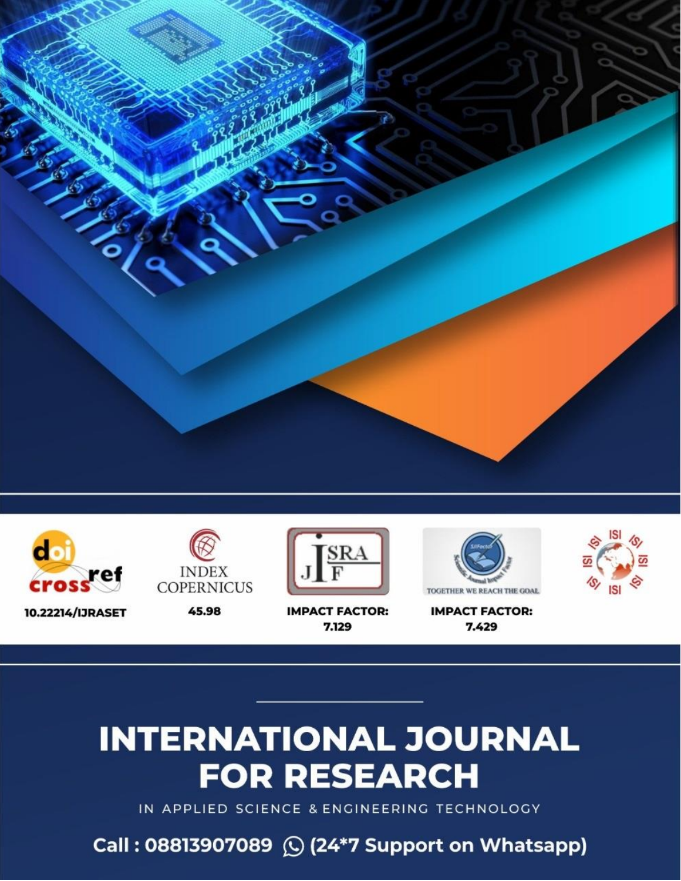10.22214/IJRASET

45.98

IMPACT FACTOR: 7.129

IMPACT FACTOR: 7.429

# INTERNATIONAL JOURNAL FOR RESEARCH

IN APPLIED SCIENCE & ENGINEERING TECHNOLOGY

Call : 08813907089 (24*7 Support on Whatsapp)